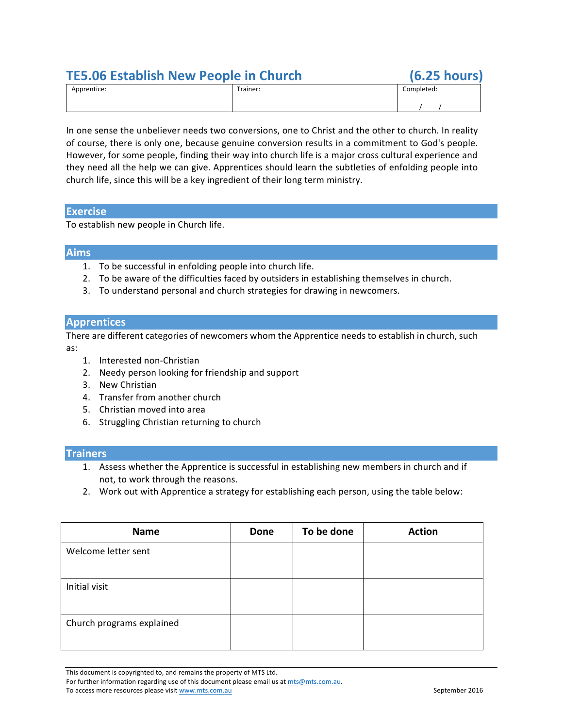# TE5.06 Establish New People in Church (6.25 hours)

| Apprentice: | Trainer: | Completed: / / |
|---|---|---|

In one sense the unbeliever needs two conversions, one to Christ and the other to church. In reality of course, there is only one, because genuine conversion results in a commitment to God's people. However, for some people, finding their way into church life is a major cross cultural experience and they need all the help we can give. Apprentices should learn the subtleties of enfolding people into church life, since this will be a key ingredient of their long term ministry.

## Exercise

To establish new people in Church life.

## Aims

1. To be successful in enfolding people into church life.
2. To be aware of the difficulties faced by outsiders in establishing themselves in church.
3. To understand personal and church strategies for drawing in newcomers.

## Apprentices

There are different categories of newcomers whom the Apprentice needs to establish in church, such as:

1. Interested non-Christian
2. Needy person looking for friendship and support
3. New Christian
4. Transfer from another church
5. Christian moved into area
6. Struggling Christian returning to church

## Trainers

1. Assess whether the Apprentice is successful in establishing new members in church and if not, to work through the reasons.
2. Work out with Apprentice a strategy for establishing each person, using the table below:

| Name | Done | To be done | Action |
|---|---|---|---|
| Welcome letter sent | | | |
| Initial visit | | | |
| Church programs explained | | | |

This document is copyrighted to, and remains the property of MTS Ltd.
For further information regarding use of this document please email us at mts@mts.com.au.
To access more resources please visit www.mts.com.au September 2016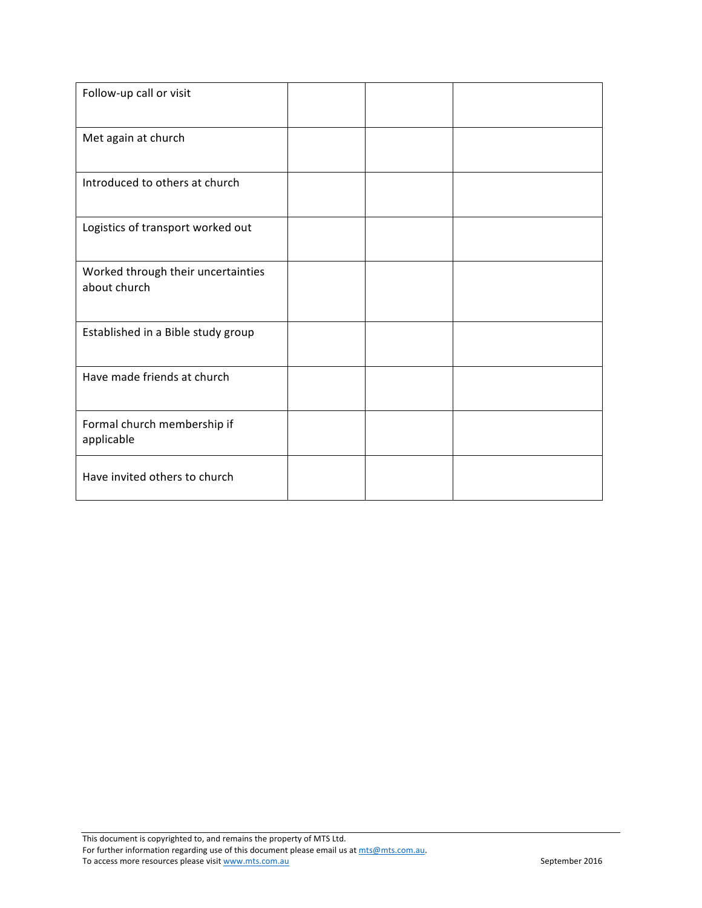| | | | |
|---|---|---|---|
| Follow-up call or visit | | | |
| Met again at church | | | |
| Introduced to others at church | | | |
| Logistics of transport worked out | | | |
| Worked through their uncertainties about church | | | |
| Established in a Bible study group | | | |
| Have made friends at church | | | |
| Formal church membership if applicable | | | |
| Have invited others to church | | | |

This document is copyrighted to, and remains the property of MTS Ltd.
For further information regarding use of this document please email us at mts@mts.com.au.
To access more resources please visit www.mts.com.au

September 2016